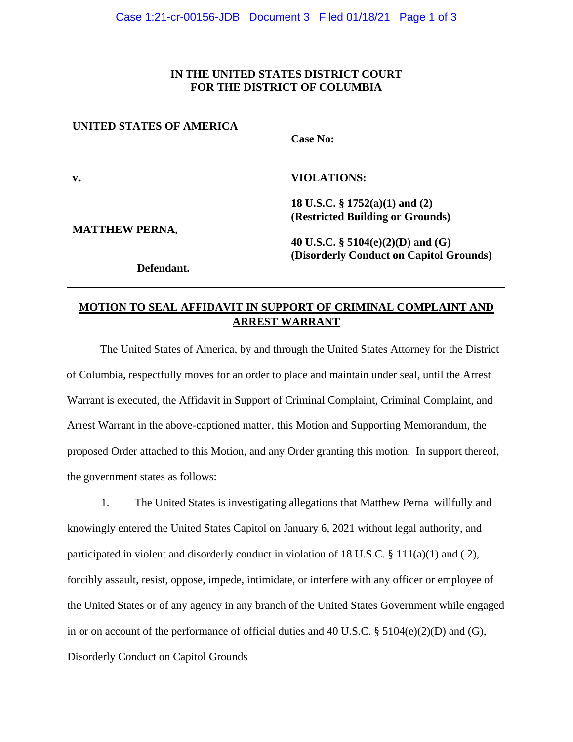**IN THE UNITED STATES DISTRICT COURT**
**FOR THE DISTRICT OF COLUMBIA**

| | |
|---|---|
| **UNITED STATES OF AMERICA** | **Case No:** |
| **v.** | **VIOLATIONS:** |
| | **18 U.S.C. § 1752(a)(1) and (2) (Restricted Building or Grounds)** |
| **MATTHEW PERNA,** | **40 U.S.C. § 5104(e)(2)(D) and (G) (Disorderly Conduct on Capitol Grounds)** |
| **Defendant.** | |

## MOTION TO SEAL AFFIDAVIT IN SUPPORT OF CRIMINAL COMPLAINT AND ARREST WARRANT

The United States of America, by and through the United States Attorney for the District of Columbia, respectfully moves for an order to place and maintain under seal, until the Arrest Warrant is executed, the Affidavit in Support of Criminal Complaint, Criminal Complaint, and Arrest Warrant in the above-captioned matter, this Motion and Supporting Memorandum, the proposed Order attached to this Motion, and any Order granting this motion. In support thereof, the government states as follows:

1. The United States is investigating allegations that Matthew Perna willfully and knowingly entered the United States Capitol on January 6, 2021 without legal authority, and participated in violent and disorderly conduct in violation of 18 U.S.C. § 111(a)(1) and ( 2), forcibly assault, resist, oppose, impede, intimidate, or interfere with any officer or employee of the United States or of any agency in any branch of the United States Government while engaged in or on account of the performance of official duties and 40 U.S.C. § 5104(e)(2)(D) and (G), Disorderly Conduct on Capitol Grounds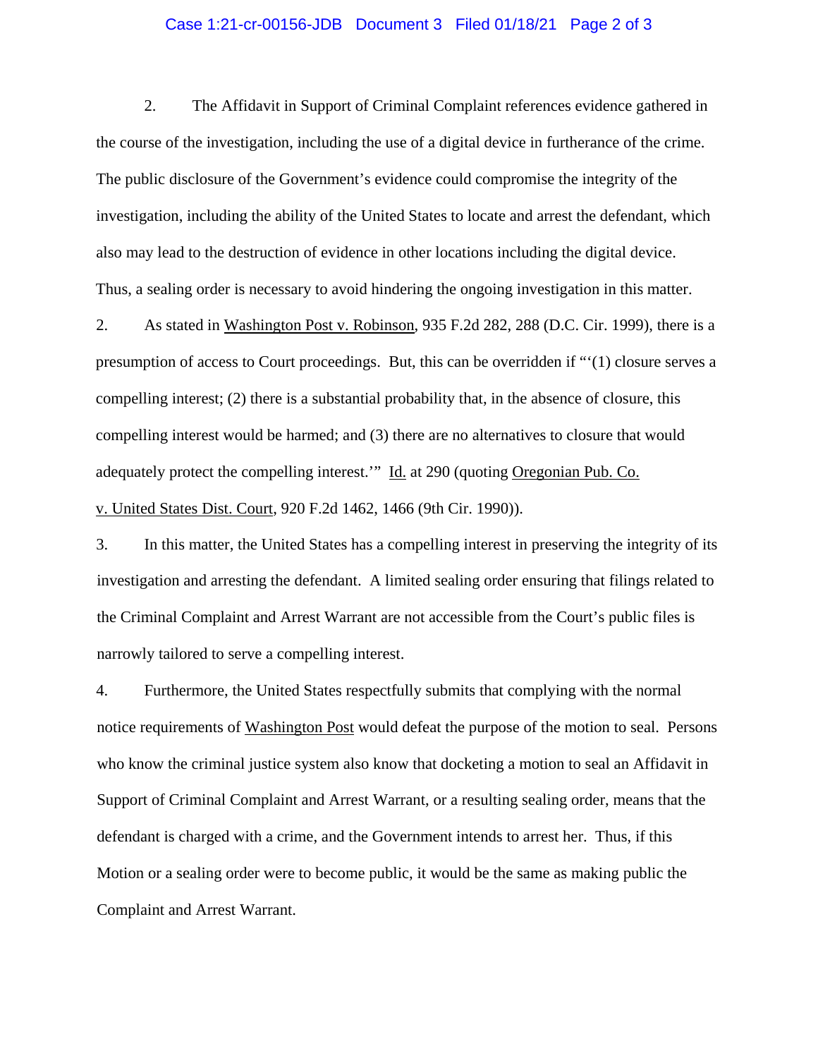2. The Affidavit in Support of Criminal Complaint references evidence gathered in the course of the investigation, including the use of a digital device in furtherance of the crime. The public disclosure of the Government's evidence could compromise the integrity of the investigation, including the ability of the United States to locate and arrest the defendant, which also may lead to the destruction of evidence in other locations including the digital device. Thus, a sealing order is necessary to avoid hindering the ongoing investigation in this matter.

2. As stated in Washington Post v. Robinson, 935 F.2d 282, 288 (D.C. Cir. 1999), there is a presumption of access to Court proceedings. But, this can be overridden if "'(1) closure serves a compelling interest; (2) there is a substantial probability that, in the absence of closure, this compelling interest would be harmed; and (3) there are no alternatives to closure that would adequately protect the compelling interest.'" Id. at 290 (quoting Oregonian Pub. Co. v. United States Dist. Court, 920 F.2d 1462, 1466 (9th Cir. 1990)).

3. In this matter, the United States has a compelling interest in preserving the integrity of its investigation and arresting the defendant. A limited sealing order ensuring that filings related to the Criminal Complaint and Arrest Warrant are not accessible from the Court's public files is narrowly tailored to serve a compelling interest.

4. Furthermore, the United States respectfully submits that complying with the normal notice requirements of Washington Post would defeat the purpose of the motion to seal. Persons who know the criminal justice system also know that docketing a motion to seal an Affidavit in Support of Criminal Complaint and Arrest Warrant, or a resulting sealing order, means that the defendant is charged with a crime, and the Government intends to arrest her. Thus, if this Motion or a sealing order were to become public, it would be the same as making public the Complaint and Arrest Warrant.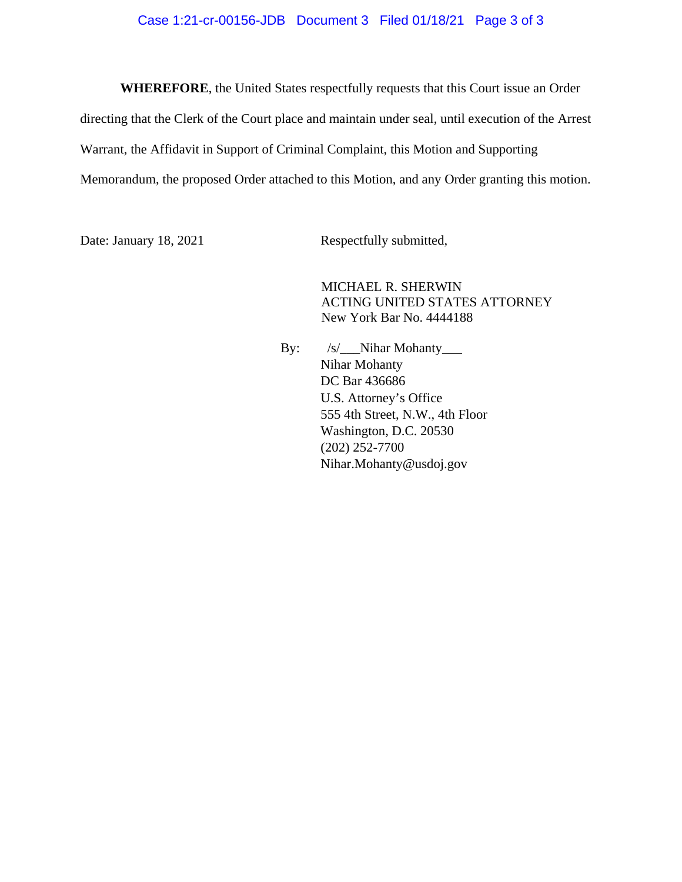**WHEREFORE**, the United States respectfully requests that this Court issue an Order directing that the Clerk of the Court place and maintain under seal, until execution of the Arrest Warrant, the Affidavit in Support of Criminal Complaint, this Motion and Supporting Memorandum, the proposed Order attached to this Motion, and any Order granting this motion.

Date: January 18, 2021

Respectfully submitted,

MICHAEL R. SHERWIN
ACTING UNITED STATES ATTORNEY
New York Bar No. 4444188

By: /s/___Nihar Mohanty___
Nihar Mohanty
DC Bar 436686
U.S. Attorney's Office
555 4th Street, N.W., 4th Floor
Washington, D.C. 20530
(202) 252-7700
Nihar.Mohanty@usdoj.gov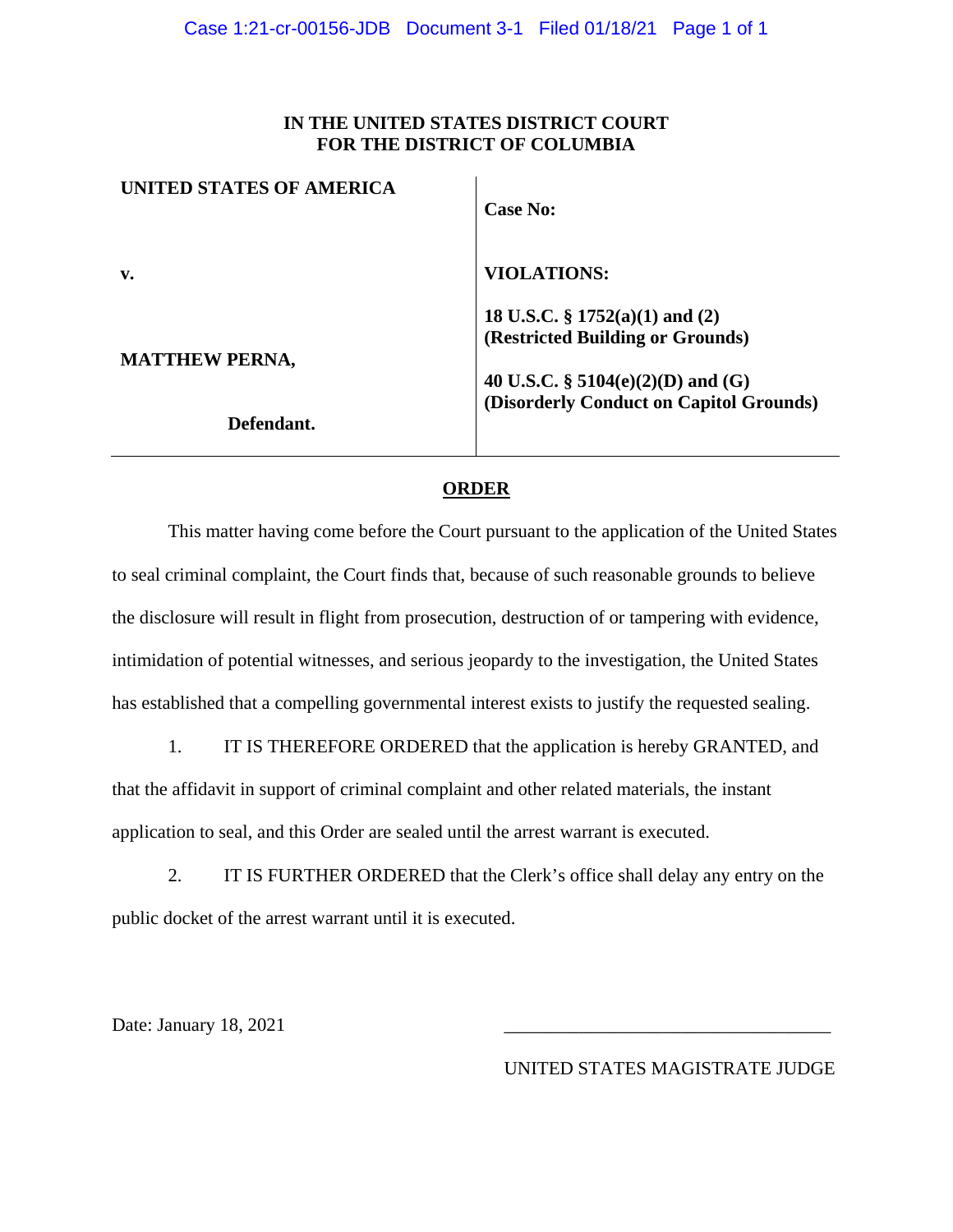**IN THE UNITED STATES DISTRICT COURT**
**FOR THE DISTRICT OF COLUMBIA**

| | |
|---|---|
| **UNITED STATES OF AMERICA** | **Case No:** |
| **v.** | **VIOLATIONS:** |
| | **18 U.S.C. § 1752(a)(1) and (2)** **(Restricted Building or Grounds)** |
| **MATTHEW PERNA,** | **40 U.S.C. § 5104(e)(2)(D) and (G)** **(Disorderly Conduct on Capitol Grounds)** |
| **Defendant.** | |

## **ORDER**

This matter having come before the Court pursuant to the application of the United States to seal criminal complaint, the Court finds that, because of such reasonable grounds to believe the disclosure will result in flight from prosecution, destruction of or tampering with evidence, intimidation of potential witnesses, and serious jeopardy to the investigation, the United States has established that a compelling governmental interest exists to justify the requested sealing.

1. IT IS THEREFORE ORDERED that the application is hereby GRANTED, and that the affidavit in support of criminal complaint and other related materials, the instant application to seal, and this Order are sealed until the arrest warrant is executed.

2. IT IS FURTHER ORDERED that the Clerk's office shall delay any entry on the public docket of the arrest warrant until it is executed.

Date: January 18, 2021

___________________________________

UNITED STATES MAGISTRATE JUDGE